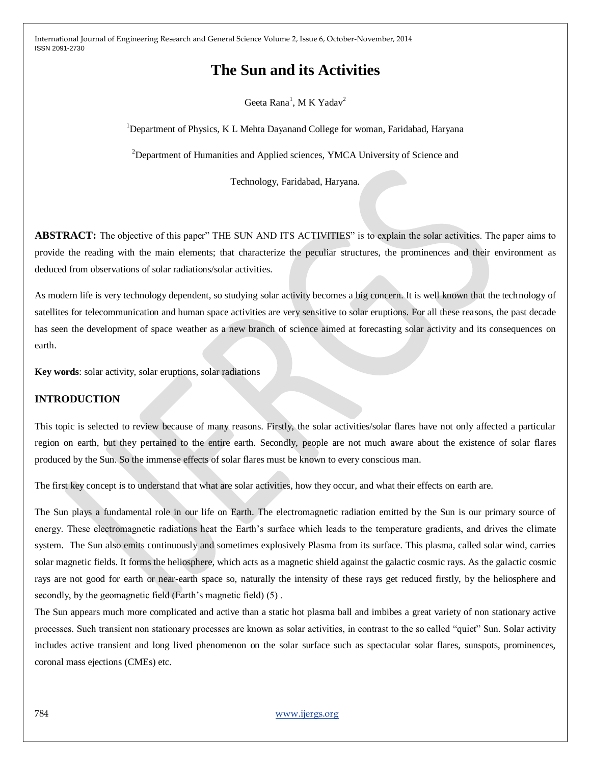# The Sun and its Activities

Geeta Rana[1], M K Yadav[2]

[1]Department of Physics, K L Mehta Dayanand College for woman, Faridabad, Haryana

[2]Department of Humanities and Applied sciences, YMCA University of Science and Technology, Faridabad, Haryana.

**ABSTRACT:** The objective of this paper" THE SUN AND ITS ACTIVITIES" is to explain the solar activities. The paper aims to provide the reading with the main elements; that characterize the peculiar structures, the prominences and their environment as deduced from observations of solar radiations/solar activities.

As modern life is very technology dependent, so studying solar activity becomes a big concern. It is well known that the technology of satellites for telecommunication and human space activities are very sensitive to solar eruptions. For all these reasons, the past decade has seen the development of space weather as a new branch of science aimed at forecasting solar activity and its consequences on earth.

**Key words**: solar activity, solar eruptions, solar radiations

## INTRODUCTION

This topic is selected to review because of many reasons. Firstly, the solar activities/solar flares have not only affected a particular region on earth, but they pertained to the entire earth. Secondly, people are not much aware about the existence of solar flares produced by the Sun. So the immense effects of solar flares must be known to every conscious man.

The first key concept is to understand that what are solar activities, how they occur, and what their effects on earth are.

The Sun plays a fundamental role in our life on Earth. The electromagnetic radiation emitted by the Sun is our primary source of energy. These electromagnetic radiations heat the Earth's surface which leads to the temperature gradients, and drives the climate system. The Sun also emits continuously and sometimes explosively Plasma from its surface. This plasma, called solar wind, carries solar magnetic fields. It forms the heliosphere, which acts as a magnetic shield against the galactic cosmic rays. As the galactic cosmic rays are not good for earth or near-earth space so, naturally the intensity of these rays get reduced firstly, by the heliosphere and secondly, by the geomagnetic field (Earth's magnetic field) (5) .

The Sun appears much more complicated and active than a static hot plasma ball and imbibes a great variety of non stationary active processes. Such transient non stationary processes are known as solar activities, in contrast to the so called "quiet" Sun. Solar activity includes active transient and long lived phenomenon on the solar surface such as spectacular solar flares, sunspots, prominences, coronal mass ejections (CMEs) etc.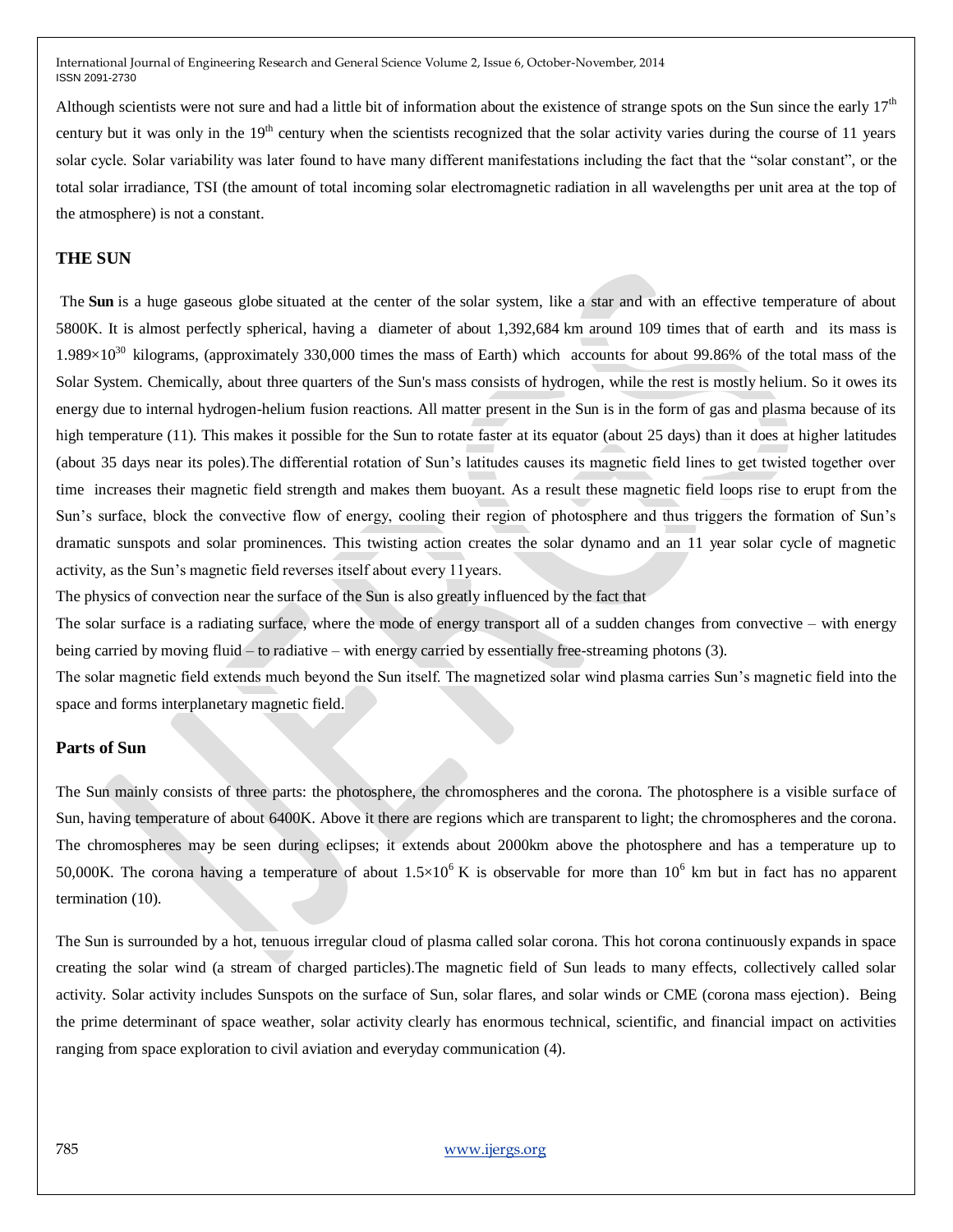Although scientists were not sure and had a little bit of information about the existence of strange spots on the Sun since the early $17^{th}$ century but it was only in the $19^{th}$ century when the scientists recognized that the solar activity varies during the course of 11 years solar cycle. Solar variability was later found to have many different manifestations including the fact that the "solar constant", or the total solar irradiance, TSI (the amount of total incoming solar electromagnetic radiation in all wavelengths per unit area at the top of the atmosphere) is not a constant.

## THE SUN

The **Sun** is a huge gaseous globe situated at the center of the solar system, like a star and with an effective temperature of about 5800K. It is almost perfectly spherical, having a diameter of about 1,392,684 km around 109 times that of earth and its mass is $1.989\times10^{30}$ kilograms, (approximately 330,000 times the mass of Earth) which accounts for about 99.86% of the total mass of the Solar System. Chemically, about three quarters of the Sun's mass consists of hydrogen, while the rest is mostly helium. So it owes its energy due to internal hydrogen-helium fusion reactions. All matter present in the Sun is in the form of gas and plasma because of its high temperature (11). This makes it possible for the Sun to rotate faster at its equator (about 25 days) than it does at higher latitudes (about 35 days near its poles).The differential rotation of Sun's latitudes causes its magnetic field lines to get twisted together over time increases their magnetic field strength and makes them buoyant. As a result these magnetic field loops rise to erupt from the Sun's surface, block the convective flow of energy, cooling their region of photosphere and thus triggers the formation of Sun's dramatic sunspots and solar prominences. This twisting action creates the solar dynamo and an 11 year solar cycle of magnetic activity, as the Sun's magnetic field reverses itself about every 11years.

The physics of convection near the surface of the Sun is also greatly influenced by the fact that

The solar surface is a radiating surface, where the mode of energy transport all of a sudden changes from convective – with energy being carried by moving fluid – to radiative – with energy carried by essentially free-streaming photons (3).

The solar magnetic field extends much beyond the Sun itself. The magnetized solar wind plasma carries Sun's magnetic field into the space and forms interplanetary magnetic field.

## Parts of Sun

The Sun mainly consists of three parts: the photosphere, the chromospheres and the corona. The photosphere is a visible surface of Sun, having temperature of about 6400K. Above it there are regions which are transparent to light; the chromospheres and the corona. The chromospheres may be seen during eclipses; it extends about 2000km above the photosphere and has a temperature up to 50,000K. The corona having a temperature of about $1.5\times10^{6}$ K is observable for more than $10^{6}$ km but in fact has no apparent termination (10).

The Sun is surrounded by a hot, tenuous irregular cloud of plasma called solar corona. This hot corona continuously expands in space creating the solar wind (a stream of charged particles).The magnetic field of Sun leads to many effects, collectively called solar activity. Solar activity includes Sunspots on the surface of Sun, solar flares, and solar winds or CME (corona mass ejection). Being the prime determinant of space weather, solar activity clearly has enormous technical, scientific, and financial impact on activities ranging from space exploration to civil aviation and everyday communication (4).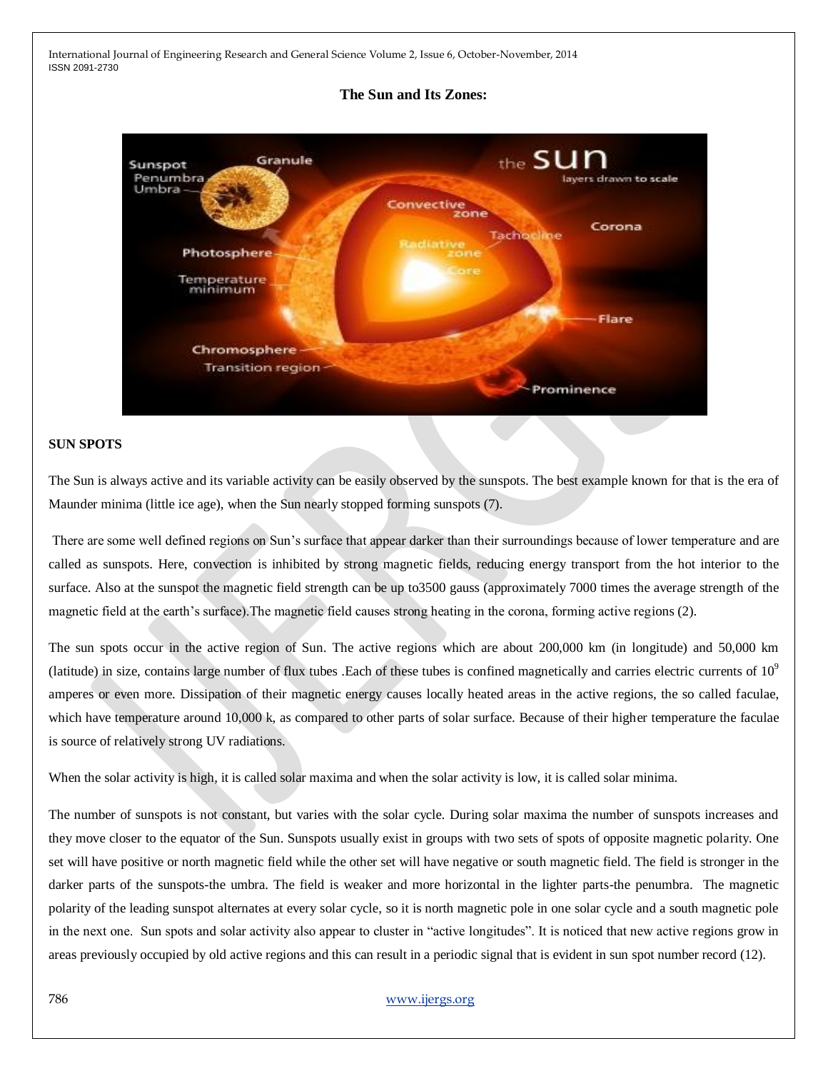**The Sun and Its Zones:**

**SUN SPOTS**

The Sun is always active and its variable activity can be easily observed by the sunspots. The best example known for that is the era of Maunder minima (little ice age), when the Sun nearly stopped forming sunspots (7).

There are some well defined regions on Sun's surface that appear darker than their surroundings because of lower temperature and are called as sunspots. Here, convection is inhibited by strong magnetic fields, reducing energy transport from the hot interior to the surface. Also at the sunspot the magnetic field strength can be up to3500 gauss (approximately 7000 times the average strength of the magnetic field at the earth's surface).The magnetic field causes strong heating in the corona, forming active regions (2).

The sun spots occur in the active region of Sun. The active regions which are about 200,000 km (in longitude) and 50,000 km (latitude) in size, contains large number of flux tubes .Each of these tubes is confined magnetically and carries electric currents of $10^9$ amperes or even more. Dissipation of their magnetic energy causes locally heated areas in the active regions, the so called faculae, which have temperature around 10,000 k, as compared to other parts of solar surface. Because of their higher temperature the faculae is source of relatively strong UV radiations.

When the solar activity is high, it is called solar maxima and when the solar activity is low, it is called solar minima.

The number of sunspots is not constant, but varies with the solar cycle. During solar maxima the number of sunspots increases and they move closer to the equator of the Sun. Sunspots usually exist in groups with two sets of spots of opposite magnetic polarity. One set will have positive or north magnetic field while the other set will have negative or south magnetic field. The field is stronger in the darker parts of the sunspots-the umbra. The field is weaker and more horizontal in the lighter parts-the penumbra. The magnetic polarity of the leading sunspot alternates at every solar cycle, so it is north magnetic pole in one solar cycle and a south magnetic pole in the next one. Sun spots and solar activity also appear to cluster in "active longitudes". It is noticed that new active regions grow in areas previously occupied by old active regions and this can result in a periodic signal that is evident in sun spot number record (12).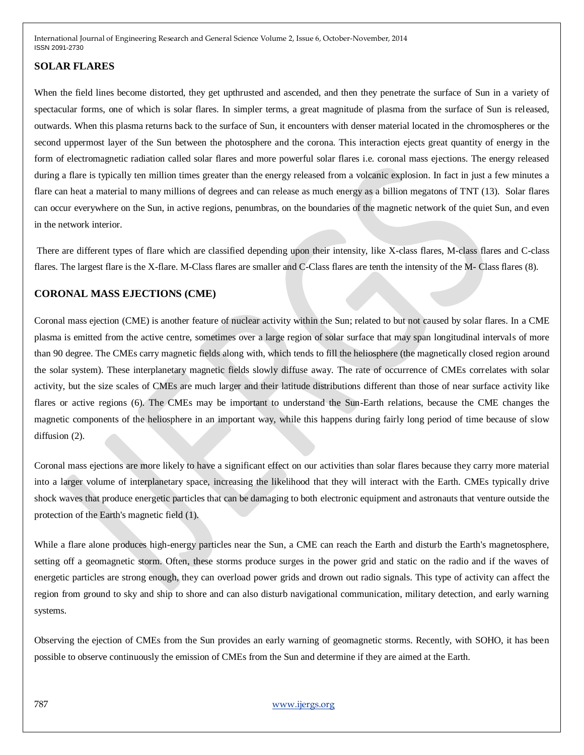## SOLAR FLARES

When the field lines become distorted, they get upthrusted and ascended, and then they penetrate the surface of Sun in a variety of spectacular forms, one of which is solar flares. In simpler terms, a great magnitude of plasma from the surface of Sun is released, outwards. When this plasma returns back to the surface of Sun, it encounters with denser material located in the chromospheres or the second uppermost layer of the Sun between the photosphere and the corona. This interaction ejects great quantity of energy in the form of electromagnetic radiation called solar flares and more powerful solar flares i.e. coronal mass ejections. The energy released during a flare is typically ten million times greater than the energy released from a volcanic explosion. In fact in just a few minutes a flare can heat a material to many millions of degrees and can release as much energy as a billion megatons of TNT (13). Solar flares can occur everywhere on the Sun, in active regions, penumbras, on the boundaries of the magnetic network of the quiet Sun, and even in the network interior.

There are different types of flare which are classified depending upon their intensity, like X-class flares, M-class flares and C-class flares. The largest flare is the X-flare. M-Class flares are smaller and C-Class flares are tenth the intensity of the M- Class flares (8).

## CORONAL MASS EJECTIONS (CME)

Coronal mass ejection (CME) is another feature of nuclear activity within the Sun; related to but not caused by solar flares. In a CME plasma is emitted from the active centre, sometimes over a large region of solar surface that may span longitudinal intervals of more than 90 degree. The CMEs carry magnetic fields along with, which tends to fill the heliosphere (the magnetically closed region around the solar system). These interplanetary magnetic fields slowly diffuse away. The rate of occurrence of CMEs correlates with solar activity, but the size scales of CMEs are much larger and their latitude distributions different than those of near surface activity like flares or active regions (6). The CMEs may be important to understand the Sun-Earth relations, because the CME changes the magnetic components of the heliosphere in an important way, while this happens during fairly long period of time because of slow diffusion (2).

Coronal mass ejections are more likely to have a significant effect on our activities than solar flares because they carry more material into a larger volume of interplanetary space, increasing the likelihood that they will interact with the Earth. CMEs typically drive shock waves that produce energetic particles that can be damaging to both electronic equipment and astronauts that venture outside the protection of the Earth's magnetic field (1).

While a flare alone produces high-energy particles near the Sun, a CME can reach the Earth and disturb the Earth's magnetosphere, setting off a geomagnetic storm. Often, these storms produce surges in the power grid and static on the radio and if the waves of energetic particles are strong enough, they can overload power grids and drown out radio signals. This type of activity can affect the region from ground to sky and ship to shore and can also disturb navigational communication, military detection, and early warning systems.

Observing the ejection of CMEs from the Sun provides an early warning of geomagnetic storms. Recently, with SOHO, it has been possible to observe continuously the emission of CMEs from the Sun and determine if they are aimed at the Earth.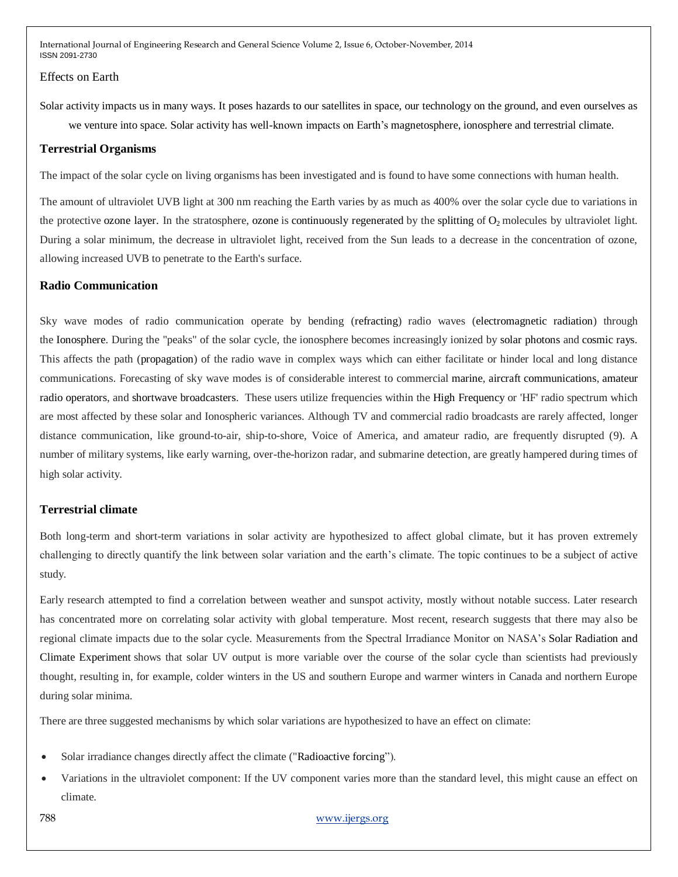Effects on Earth

Solar activity impacts us in many ways. It poses hazards to our satellites in space, our technology on the ground, and even ourselves as we venture into space. Solar activity has well-known impacts on Earth's magnetosphere, ionosphere and terrestrial climate.

### Terrestrial Organisms

The impact of the solar cycle on living organisms has been investigated and is found to have some connections with human health.

The amount of ultraviolet UVB light at 300 nm reaching the Earth varies by as much as 400% over the solar cycle due to variations in the protective ozone layer. In the stratosphere, ozone is continuously regenerated by the splitting of $O_2$ molecules by ultraviolet light. During a solar minimum, the decrease in ultraviolet light, received from the Sun leads to a decrease in the concentration of ozone, allowing increased UVB to penetrate to the Earth's surface.

### Radio Communication

Sky wave modes of radio communication operate by bending (refracting) radio waves (electromagnetic radiation) through the Ionosphere. During the "peaks" of the solar cycle, the ionosphere becomes increasingly ionized by solar photons and cosmic rays. This affects the path (propagation) of the radio wave in complex ways which can either facilitate or hinder local and long distance communications. Forecasting of sky wave modes is of considerable interest to commercial marine, aircraft communications, amateur radio operators, and shortwave broadcasters. These users utilize frequencies within the High Frequency or 'HF' radio spectrum which are most affected by these solar and Ionospheric variances. Although TV and commercial radio broadcasts are rarely affected, longer distance communication, like ground-to-air, ship-to-shore, Voice of America, and amateur radio, are frequently disrupted (9). A number of military systems, like early warning, over-the-horizon radar, and submarine detection, are greatly hampered during times of high solar activity.

### Terrestrial climate

Both long-term and short-term variations in solar activity are hypothesized to affect global climate, but it has proven extremely challenging to directly quantify the link between solar variation and the earth's climate. The topic continues to be a subject of active study.

Early research attempted to find a correlation between weather and sunspot activity, mostly without notable success. Later research has concentrated more on correlating solar activity with global temperature. Most recent, research suggests that there may also be regional climate impacts due to the solar cycle. Measurements from the Spectral Irradiance Monitor on NASA's Solar Radiation and Climate Experiment shows that solar UV output is more variable over the course of the solar cycle than scientists had previously thought, resulting in, for example, colder winters in the US and southern Europe and warmer winters in Canada and northern Europe during solar minima.

There are three suggested mechanisms by which solar variations are hypothesized to have an effect on climate:

- Solar irradiance changes directly affect the climate ("Radioactive forcing").
- Variations in the ultraviolet component: If the UV component varies more than the standard level, this might cause an effect on climate.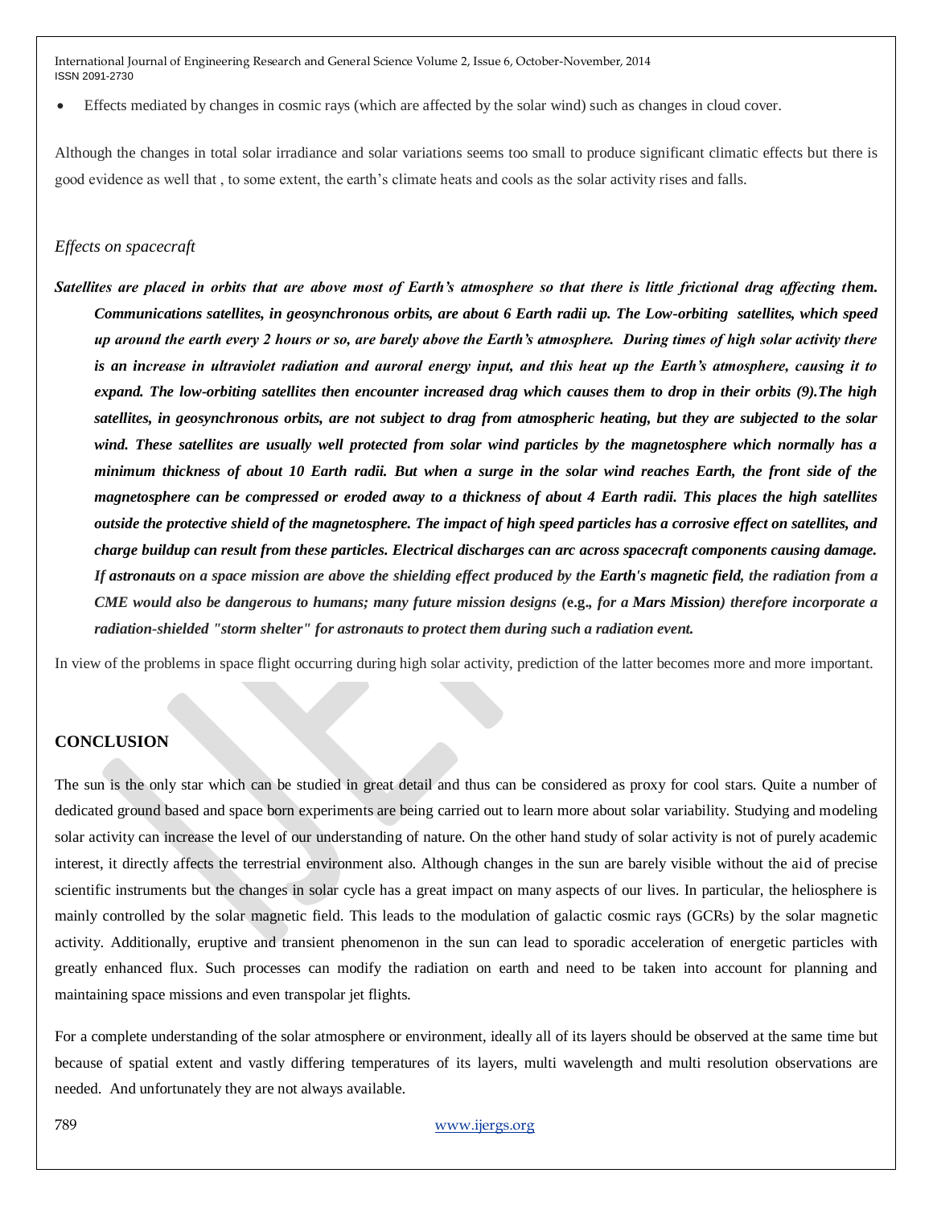- Effects mediated by changes in cosmic rays (which are affected by the solar wind) such as changes in cloud cover.

Although the changes in total solar irradiance and solar variations seems too small to produce significant climatic effects but there is good evidence as well that , to some extent, the earth's climate heats and cools as the solar activity rises and falls.

### *Effects on spacecraft*

***Satellites are placed in orbits that are above most of Earth's atmosphere so that there is little frictional drag affecting them. Communications satellites, in geosynchronous orbits, are about 6 Earth radii up. The Low-orbiting satellites, which speed up around the earth every 2 hours or so, are barely above the Earth's atmosphere. During times of high solar activity there is an increase in ultraviolet radiation and auroral energy input, and this heat up the Earth's atmosphere, causing it to expand. The low-orbiting satellites then encounter increased drag which causes them to drop in their orbits (9).The high satellites, in geosynchronous orbits, are not subject to drag from atmospheric heating, but they are subjected to the solar wind. These satellites are usually well protected from solar wind particles by the magnetosphere which normally has a minimum thickness of about 10 Earth radii. But when a surge in the solar wind reaches Earth, the front side of the magnetosphere can be compressed or eroded away to a thickness of about 4 Earth radii. This places the high satellites outside the protective shield of the magnetosphere. The impact of high speed particles has a corrosive effect on satellites, and charge buildup can result from these particles. Electrical discharges can arc across spacecraft components causing damage. If astronauts on a space mission are above the shielding effect produced by the Earth's magnetic field, the radiation from a CME would also be dangerous to humans; many future mission designs (e.g., for a Mars Mission) therefore incorporate a radiation-shielded "storm shelter" for astronauts to protect them during such a radiation event.***

In view of the problems in space flight occurring during high solar activity, prediction of the latter becomes more and more important.

## CONCLUSION

The sun is the only star which can be studied in great detail and thus can be considered as proxy for cool stars. Quite a number of dedicated ground based and space born experiments are being carried out to learn more about solar variability. Studying and modeling solar activity can increase the level of our understanding of nature. On the other hand study of solar activity is not of purely academic interest, it directly affects the terrestrial environment also. Although changes in the sun are barely visible without the aid of precise scientific instruments but the changes in solar cycle has a great impact on many aspects of our lives. In particular, the heliosphere is mainly controlled by the solar magnetic field. This leads to the modulation of galactic cosmic rays (GCRs) by the solar magnetic activity. Additionally, eruptive and transient phenomenon in the sun can lead to sporadic acceleration of energetic particles with greatly enhanced flux. Such processes can modify the radiation on earth and need to be taken into account for planning and maintaining space missions and even transpolar jet flights.

For a complete understanding of the solar atmosphere or environment, ideally all of its layers should be observed at the same time but because of spatial extent and vastly differing temperatures of its layers, multi wavelength and multi resolution observations are needed. And unfortunately they are not always available.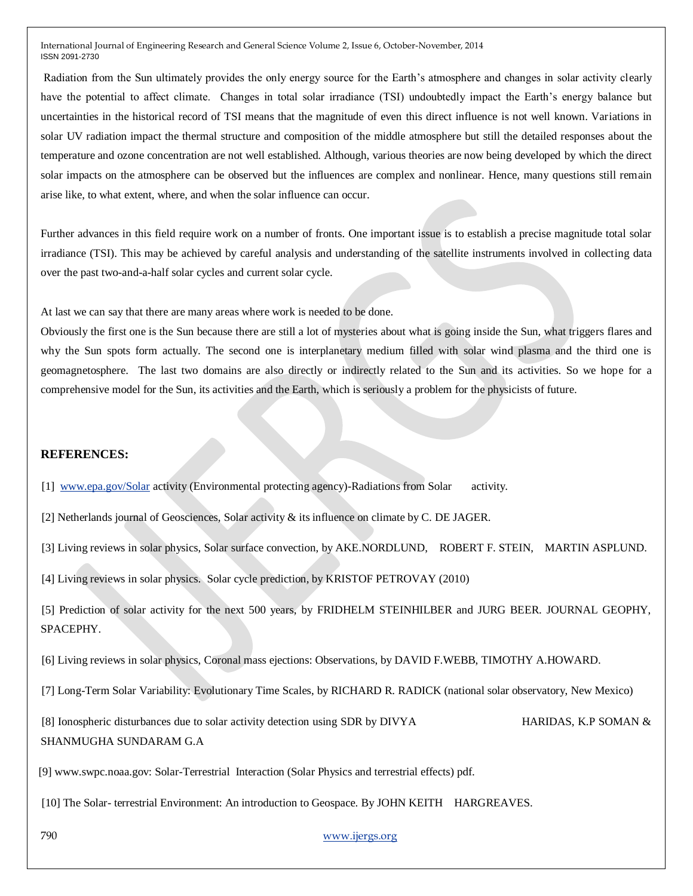Radiation from the Sun ultimately provides the only energy source for the Earth's atmosphere and changes in solar activity clearly have the potential to affect climate. Changes in total solar irradiance (TSI) undoubtedly impact the Earth's energy balance but uncertainties in the historical record of TSI means that the magnitude of even this direct influence is not well known. Variations in solar UV radiation impact the thermal structure and composition of the middle atmosphere but still the detailed responses about the temperature and ozone concentration are not well established. Although, various theories are now being developed by which the direct solar impacts on the atmosphere can be observed but the influences are complex and nonlinear. Hence, many questions still remain arise like, to what extent, where, and when the solar influence can occur.

Further advances in this field require work on a number of fronts. One important issue is to establish a precise magnitude total solar irradiance (TSI). This may be achieved by careful analysis and understanding of the satellite instruments involved in collecting data over the past two-and-a-half solar cycles and current solar cycle.

At last we can say that there are many areas where work is needed to be done.

Obviously the first one is the Sun because there are still a lot of mysteries about what is going inside the Sun, what triggers flares and why the Sun spots form actually. The second one is interplanetary medium filled with solar wind plasma and the third one is geomagnetosphere. The last two domains are also directly or indirectly related to the Sun and its activities. So we hope for a comprehensive model for the Sun, its activities and the Earth, which is seriously a problem for the physicists of future.

**REFERENCES:**

[1] www.epa.gov/Solar activity (Environmental protecting agency)-Radiations from Solar activity.

[2] Netherlands journal of Geosciences, Solar activity & its influence on climate by C. DE JAGER.

[3] Living reviews in solar physics, Solar surface convection, by AKE.NORDLUND, ROBERT F. STEIN, MARTIN ASPLUND.

[4] Living reviews in solar physics. Solar cycle prediction, by KRISTOF PETROVAY (2010)

[5] Prediction of solar activity for the next 500 years, by FRIDHELM STEINHILBER and JURG BEER. JOURNAL GEOPHY, SPACEPHY.

[6] Living reviews in solar physics, Coronal mass ejections: Observations, by DAVID F.WEBB, TIMOTHY A.HOWARD.

[7] Long-Term Solar Variability: Evolutionary Time Scales, by RICHARD R. RADICK (national solar observatory, New Mexico)

[8] Ionospheric disturbances due to solar activity detection using SDR by DIVYA HARIDAS, K.P SOMAN & SHANMUGHA SUNDARAM G.A

[9] www.swpc.noaa.gov: Solar-Terrestrial Interaction (Solar Physics and terrestrial effects) pdf.

[10] The Solar- terrestrial Environment: An introduction to Geospace. By JOHN KEITH HARGREAVES.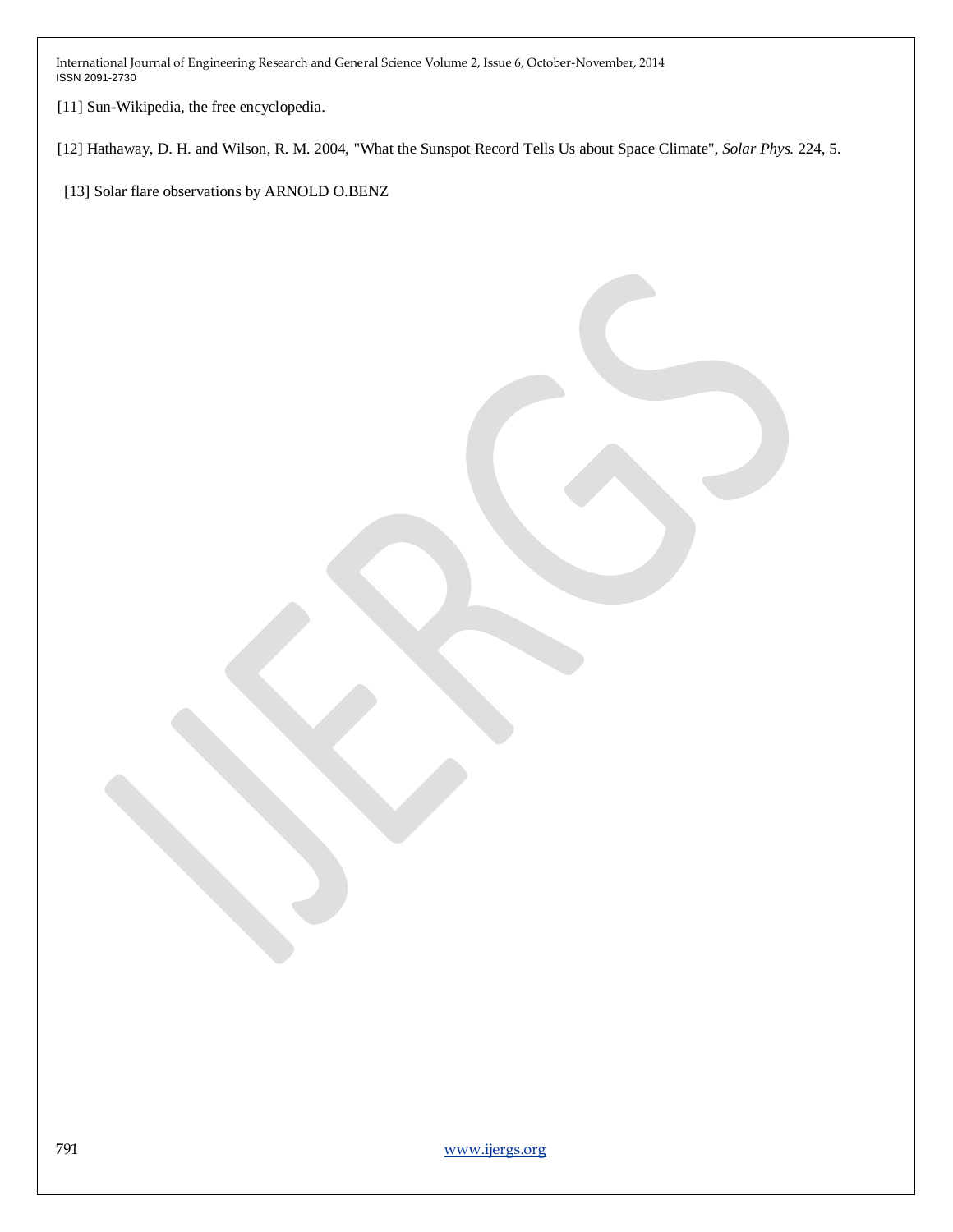[11] Sun-Wikipedia, the free encyclopedia.

[12] Hathaway, D. H. and Wilson, R. M. 2004, "What the Sunspot Record Tells Us about Space Climate", *Solar Phys.* 224, 5.

[13] Solar flare observations by ARNOLD O.BENZ